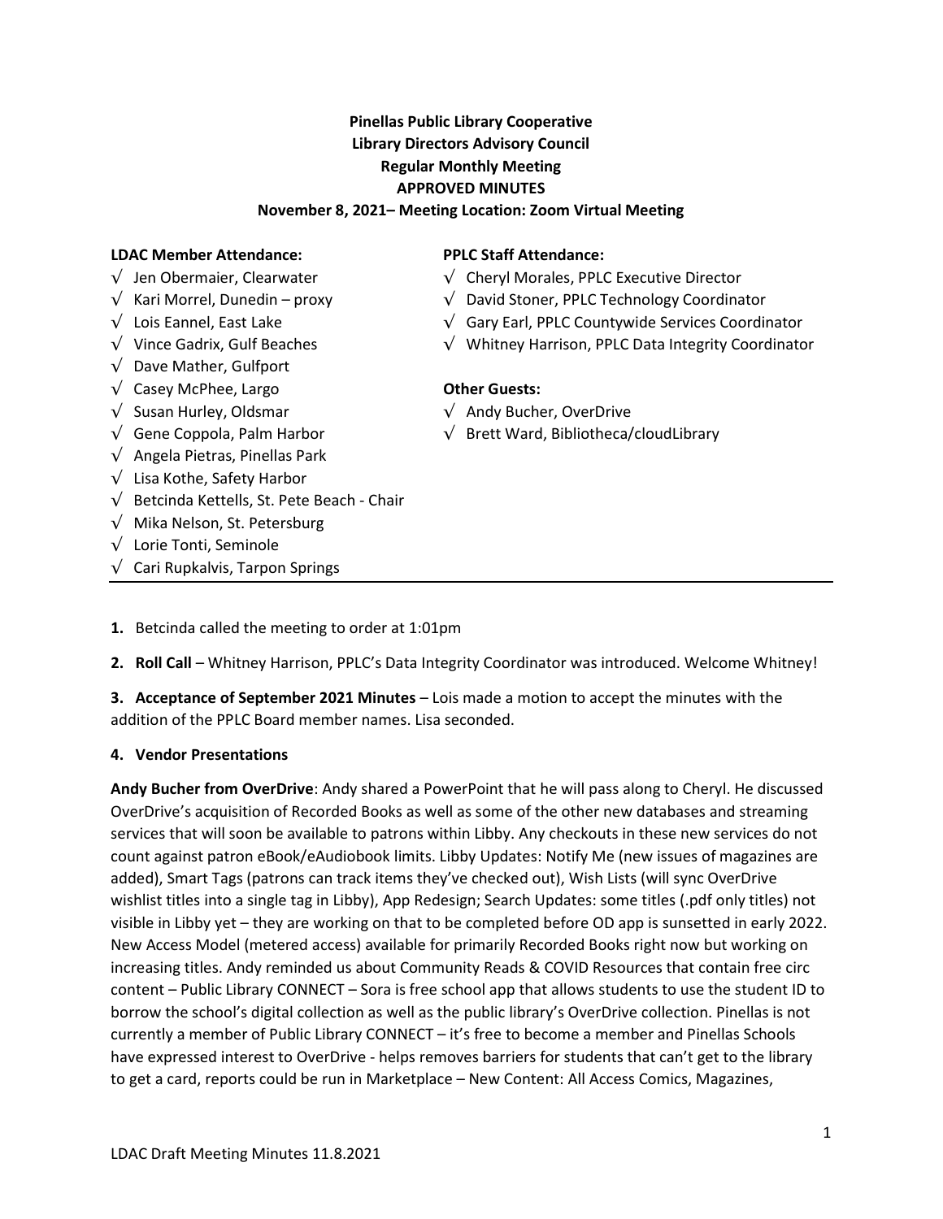**Pinellas Public Library Cooperative**
**Library Directors Advisory Council**
**Regular Monthly Meeting**
**APPROVED MINUTES**
**November 8, 2021– Meeting Location: Zoom Virtual Meeting**

**LDAC Member Attendance:**

- √ Jen Obermaier, Clearwater
- √ Kari Morrel, Dunedin – proxy
- √ Lois Eannel, East Lake
- √ Vince Gadrix, Gulf Beaches
- √ Dave Mather, Gulfport
- √ Casey McPhee, Largo
- √ Susan Hurley, Oldsmar
- √ Gene Coppola, Palm Harbor
- √ Angela Pietras, Pinellas Park
- √ Lisa Kothe, Safety Harbor
- √ Betcinda Kettells, St. Pete Beach - Chair
- √ Mika Nelson, St. Petersburg
- √ Lorie Tonti, Seminole
- √ Cari Rupkalvis, Tarpon Springs

**PPLC Staff Attendance:**

- √ Cheryl Morales, PPLC Executive Director
- √ David Stoner, PPLC Technology Coordinator
- √ Gary Earl, PPLC Countywide Services Coordinator
- √ Whitney Harrison, PPLC Data Integrity Coordinator

**Other Guests:**

- √ Andy Bucher, OverDrive
- √ Brett Ward, Bibliotheca/cloudLibrary

---

**1.** Betcinda called the meeting to order at 1:01pm

**2. Roll Call** – Whitney Harrison, PPLC's Data Integrity Coordinator was introduced. Welcome Whitney!

**3. Acceptance of September 2021 Minutes** – Lois made a motion to accept the minutes with the addition of the PPLC Board member names. Lisa seconded.

**4. Vendor Presentations**

**Andy Bucher from OverDrive**: Andy shared a PowerPoint that he will pass along to Cheryl. He discussed OverDrive's acquisition of Recorded Books as well as some of the other new databases and streaming services that will soon be available to patrons within Libby. Any checkouts in these new services do not count against patron eBook/eAudiobook limits. Libby Updates: Notify Me (new issues of magazines are added), Smart Tags (patrons can track items they've checked out), Wish Lists (will sync OverDrive wishlist titles into a single tag in Libby), App Redesign; Search Updates: some titles (.pdf only titles) not visible in Libby yet – they are working on that to be completed before OD app is sunsetted in early 2022. New Access Model (metered access) available for primarily Recorded Books right now but working on increasing titles. Andy reminded us about Community Reads & COVID Resources that contain free circ content – Public Library CONNECT – Sora is free school app that allows students to use the student ID to borrow the school's digital collection as well as the public library's OverDrive collection. Pinellas is not currently a member of Public Library CONNECT – it's free to become a member and Pinellas Schools have expressed interest to OverDrive - helps removes barriers for students that can't get to the library to get a card, reports could be run in Marketplace – New Content: All Access Comics, Magazines,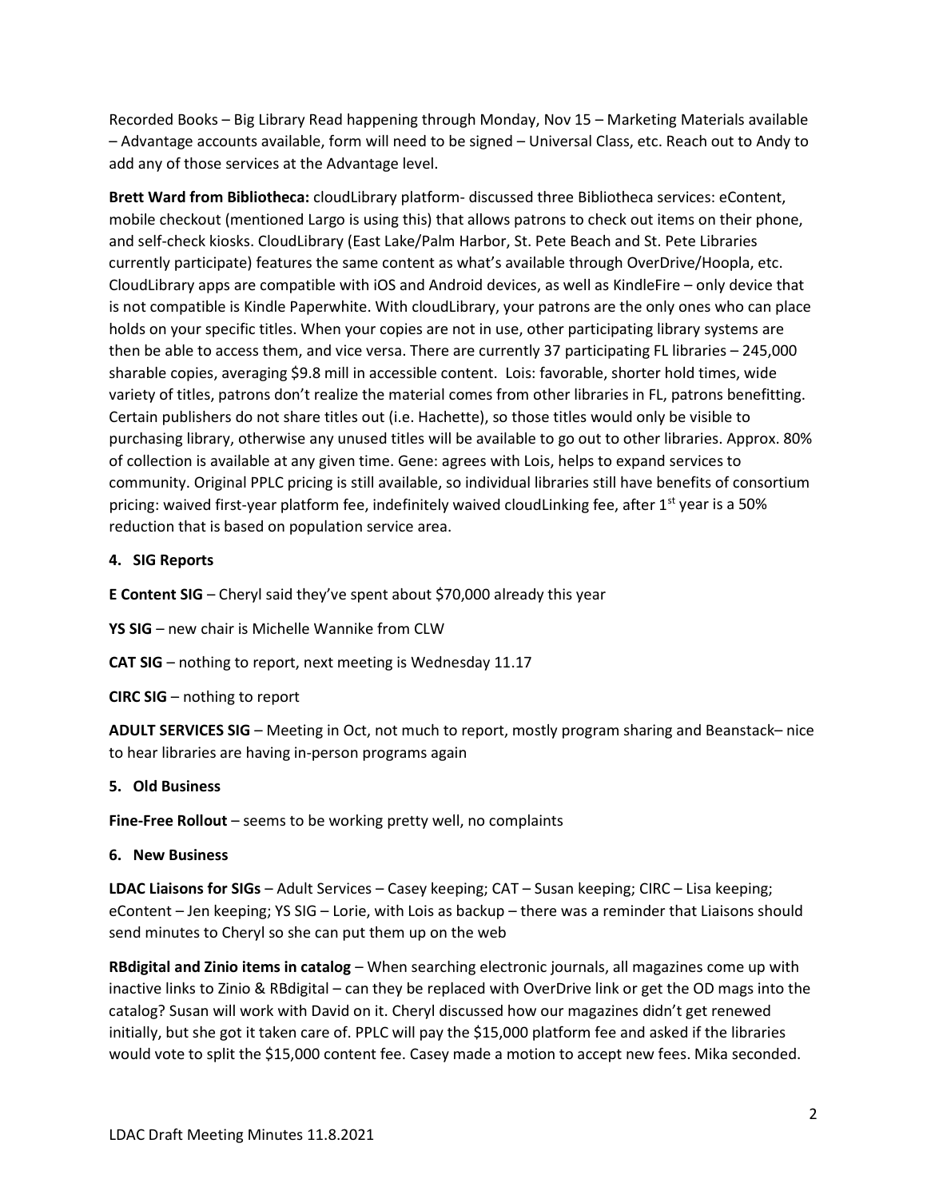Recorded Books – Big Library Read happening through Monday, Nov 15 – Marketing Materials available – Advantage accounts available, form will need to be signed – Universal Class, etc. Reach out to Andy to add any of those services at the Advantage level.

**Brett Ward from Bibliotheca:** cloudLibrary platform- discussed three Bibliotheca services: eContent, mobile checkout (mentioned Largo is using this) that allows patrons to check out items on their phone, and self-check kiosks. CloudLibrary (East Lake/Palm Harbor, St. Pete Beach and St. Pete Libraries currently participate) features the same content as what's available through OverDrive/Hoopla, etc. CloudLibrary apps are compatible with iOS and Android devices, as well as KindleFire – only device that is not compatible is Kindle Paperwhite. With cloudLibrary, your patrons are the only ones who can place holds on your specific titles. When your copies are not in use, other participating library systems are then be able to access them, and vice versa. There are currently 37 participating FL libraries – 245,000 sharable copies, averaging $9.8 mill in accessible content. Lois: favorable, shorter hold times, wide variety of titles, patrons don't realize the material comes from other libraries in FL, patrons benefitting. Certain publishers do not share titles out (i.e. Hachette), so those titles would only be visible to purchasing library, otherwise any unused titles will be available to go out to other libraries. Approx. 80% of collection is available at any given time. Gene: agrees with Lois, helps to expand services to community. Original PPLC pricing is still available, so individual libraries still have benefits of consortium pricing: waived first-year platform fee, indefinitely waived cloudLinking fee, after 1st year is a 50% reduction that is based on population service area.

**4. SIG Reports**

**E Content SIG** – Cheryl said they've spent about $70,000 already this year

**YS SIG** – new chair is Michelle Wannike from CLW

**CAT SIG** – nothing to report, next meeting is Wednesday 11.17

**CIRC SIG** – nothing to report

**ADULT SERVICES SIG** – Meeting in Oct, not much to report, mostly program sharing and Beanstack– nice to hear libraries are having in-person programs again

**5. Old Business**

**Fine-Free Rollout** – seems to be working pretty well, no complaints

**6. New Business**

**LDAC Liaisons for SIGs** – Adult Services – Casey keeping; CAT – Susan keeping; CIRC – Lisa keeping; eContent – Jen keeping; YS SIG – Lorie, with Lois as backup – there was a reminder that Liaisons should send minutes to Cheryl so she can put them up on the web

**RBdigital and Zinio items in catalog** – When searching electronic journals, all magazines come up with inactive links to Zinio & RBdigital – can they be replaced with OverDrive link or get the OD mags into the catalog? Susan will work with David on it. Cheryl discussed how our magazines didn't get renewed initially, but she got it taken care of. PPLC will pay the $15,000 platform fee and asked if the libraries would vote to split the $15,000 content fee. Casey made a motion to accept new fees. Mika seconded.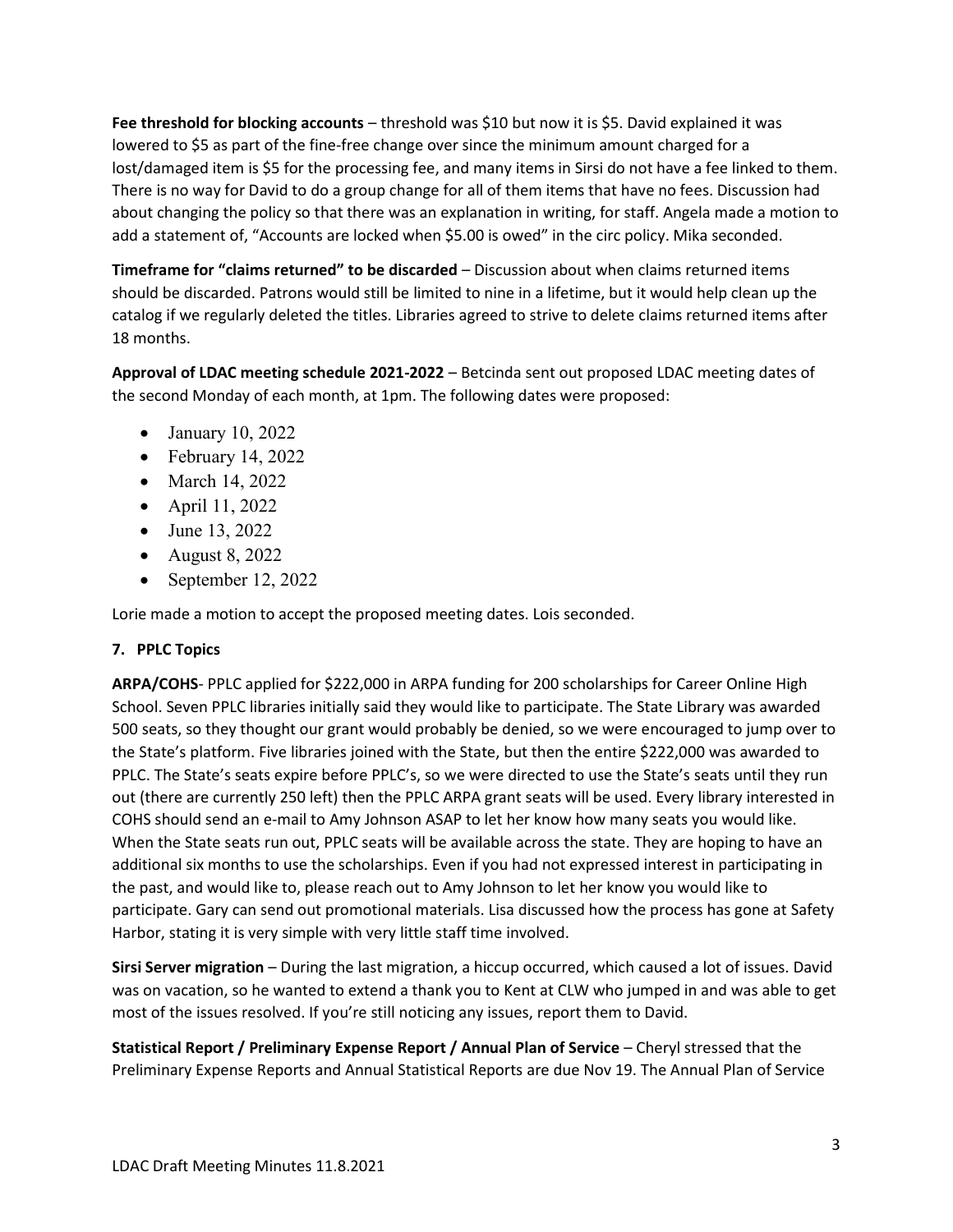**Fee threshold for blocking accounts** – threshold was $10 but now it is $5. David explained it was lowered to $5 as part of the fine-free change over since the minimum amount charged for a lost/damaged item is $5 for the processing fee, and many items in Sirsi do not have a fee linked to them. There is no way for David to do a group change for all of them items that have no fees. Discussion had about changing the policy so that there was an explanation in writing, for staff. Angela made a motion to add a statement of, "Accounts are locked when $5.00 is owed" in the circ policy. Mika seconded.

**Timeframe for "claims returned" to be discarded** – Discussion about when claims returned items should be discarded. Patrons would still be limited to nine in a lifetime, but it would help clean up the catalog if we regularly deleted the titles. Libraries agreed to strive to delete claims returned items after 18 months.

**Approval of LDAC meeting schedule 2021-2022** – Betcinda sent out proposed LDAC meeting dates of the second Monday of each month, at 1pm. The following dates were proposed:

- January 10, 2022
- February 14, 2022
- March 14, 2022
- April 11, 2022
- June 13, 2022
- August 8, 2022
- September 12, 2022

Lorie made a motion to accept the proposed meeting dates. Lois seconded.

**7. PPLC Topics**

**ARPA/COHS**- PPLC applied for $222,000 in ARPA funding for 200 scholarships for Career Online High School. Seven PPLC libraries initially said they would like to participate. The State Library was awarded 500 seats, so they thought our grant would probably be denied, so we were encouraged to jump over to the State's platform. Five libraries joined with the State, but then the entire $222,000 was awarded to PPLC. The State's seats expire before PPLC's, so we were directed to use the State's seats until they run out (there are currently 250 left) then the PPLC ARPA grant seats will be used. Every library interested in COHS should send an e-mail to Amy Johnson ASAP to let her know how many seats you would like. When the State seats run out, PPLC seats will be available across the state. They are hoping to have an additional six months to use the scholarships. Even if you had not expressed interest in participating in the past, and would like to, please reach out to Amy Johnson to let her know you would like to participate. Gary can send out promotional materials. Lisa discussed how the process has gone at Safety Harbor, stating it is very simple with very little staff time involved.

**Sirsi Server migration** – During the last migration, a hiccup occurred, which caused a lot of issues. David was on vacation, so he wanted to extend a thank you to Kent at CLW who jumped in and was able to get most of the issues resolved. If you're still noticing any issues, report them to David.

**Statistical Report / Preliminary Expense Report / Annual Plan of Service** – Cheryl stressed that the Preliminary Expense Reports and Annual Statistical Reports are due Nov 19. The Annual Plan of Service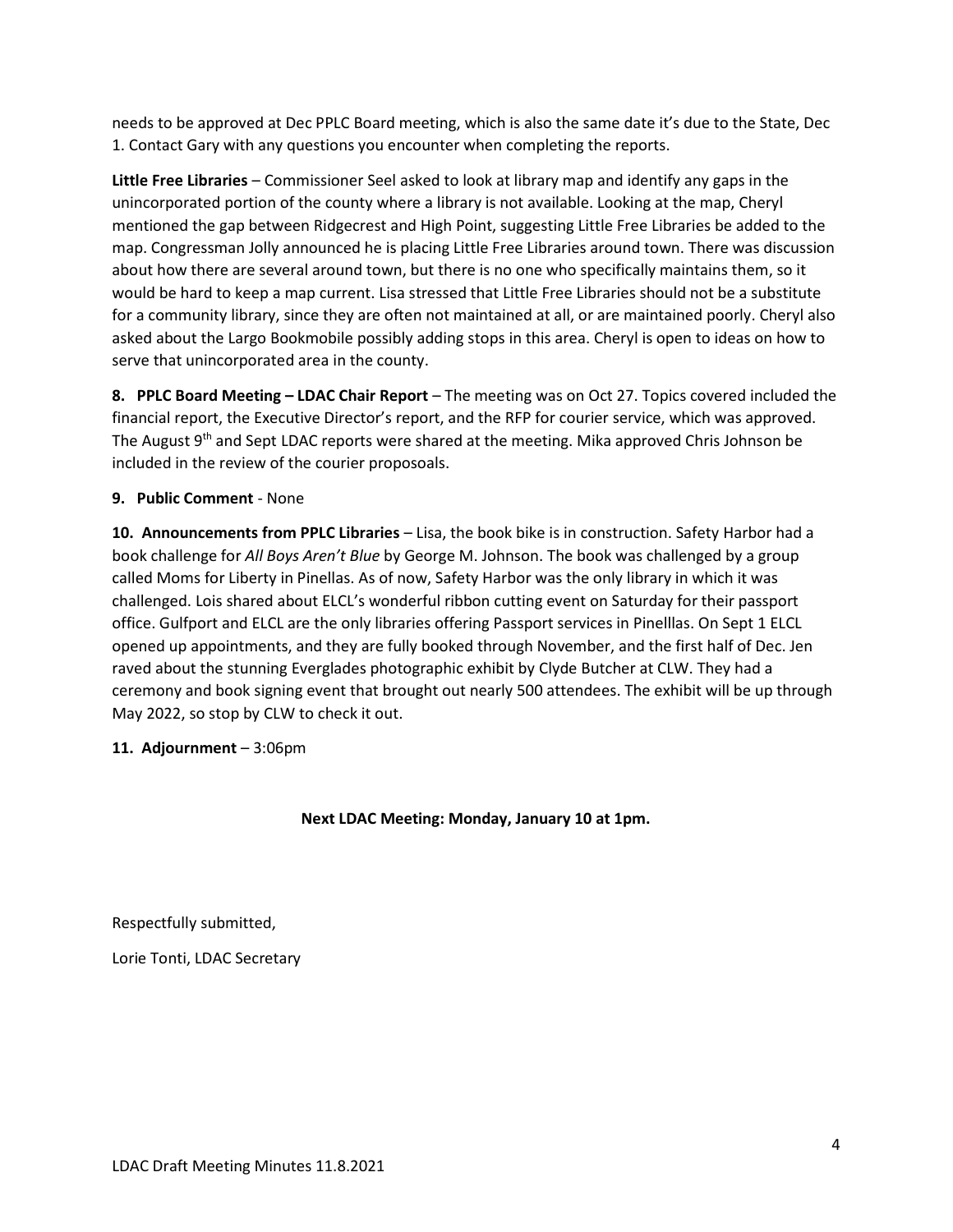needs to be approved at Dec PPLC Board meeting, which is also the same date it's due to the State, Dec 1. Contact Gary with any questions you encounter when completing the reports.

**Little Free Libraries** – Commissioner Seel asked to look at library map and identify any gaps in the unincorporated portion of the county where a library is not available. Looking at the map, Cheryl mentioned the gap between Ridgecrest and High Point, suggesting Little Free Libraries be added to the map. Congressman Jolly announced he is placing Little Free Libraries around town. There was discussion about how there are several around town, but there is no one who specifically maintains them, so it would be hard to keep a map current. Lisa stressed that Little Free Libraries should not be a substitute for a community library, since they are often not maintained at all, or are maintained poorly. Cheryl also asked about the Largo Bookmobile possibly adding stops in this area. Cheryl is open to ideas on how to serve that unincorporated area in the county.

**8. PPLC Board Meeting – LDAC Chair Report** – The meeting was on Oct 27. Topics covered included the financial report, the Executive Director's report, and the RFP for courier service, which was approved. The August 9th and Sept LDAC reports were shared at the meeting. Mika approved Chris Johnson be included in the review of the courier proposoals.

**9. Public Comment** - None

**10. Announcements from PPLC Libraries** – Lisa, the book bike is in construction. Safety Harbor had a book challenge for *All Boys Aren't Blue* by George M. Johnson. The book was challenged by a group called Moms for Liberty in Pinellas. As of now, Safety Harbor was the only library in which it was challenged. Lois shared about ELCL's wonderful ribbon cutting event on Saturday for their passport office. Gulfport and ELCL are the only libraries offering Passport services in Pinelllas. On Sept 1 ELCL opened up appointments, and they are fully booked through November, and the first half of Dec. Jen raved about the stunning Everglades photographic exhibit by Clyde Butcher at CLW. They had a ceremony and book signing event that brought out nearly 500 attendees. The exhibit will be up through May 2022, so stop by CLW to check it out.

**11. Adjournment** – 3:06pm

**Next LDAC Meeting: Monday, January 10 at 1pm.**

Respectfully submitted,

Lorie Tonti, LDAC Secretary